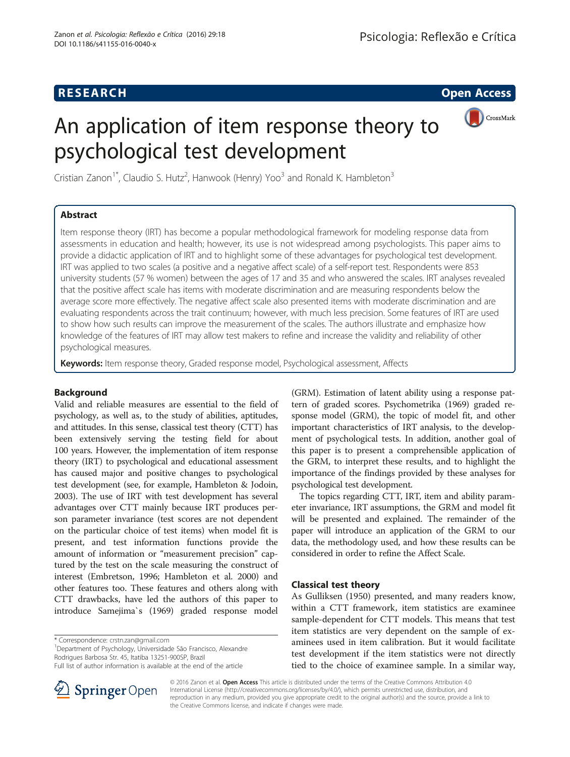RESEARCH Open Access

# An application of item response theory to psychological test development

Cristian Zanon[1*], Claudio S. Hutz[2], Hanwook (Henry) Yoo[3] and Ronald K. Hambleton[3]

## Abstract

Item response theory (IRT) has become a popular methodological framework for modeling response data from assessments in education and health; however, its use is not widespread among psychologists. This paper aims to provide a didactic application of IRT and to highlight some of these advantages for psychological test development. IRT was applied to two scales (a positive and a negative affect scale) of a self-report test. Respondents were 853 university students (57 % women) between the ages of 17 and 35 and who answered the scales. IRT analyses revealed that the positive affect scale has items with moderate discrimination and are measuring respondents below the average score more effectively. The negative affect scale also presented items with moderate discrimination and are evaluating respondents across the trait continuum; however, with much less precision. Some features of IRT are used to show how such results can improve the measurement of the scales. The authors illustrate and emphasize how knowledge of the features of IRT may allow test makers to refine and increase the validity and reliability of other psychological measures.

**Keywords:** Item response theory, Graded response model, Psychological assessment, Affects

## Background

Valid and reliable measures are essential to the field of psychology, as well as, to the study of abilities, aptitudes, and attitudes. In this sense, classical test theory (CTT) has been extensively serving the testing field for about 100 years. However, the implementation of item response theory (IRT) to psychological and educational assessment has caused major and positive changes to psychological test development (see, for example, Hambleton & Jodoin, 2003). The use of IRT with test development has several advantages over CTT mainly because IRT produces person parameter invariance (test scores are not dependent on the particular choice of test items) when model fit is present, and test information functions provide the amount of information or "measurement precision" captured by the test on the scale measuring the construct of interest (Embretson, 1996; Hambleton et al. 2000) and other features too. These features and others along with CTT drawbacks, have led the authors of this paper to introduce Samejima`s (1969) graded response model (GRM). Estimation of latent ability using a response pattern of graded scores. Psychometrika (1969) graded response model (GRM), the topic of model fit, and other important characteristics of IRT analysis, to the development of psychological tests. In addition, another goal of this paper is to present a comprehensible application of the GRM, to interpret these results, and to highlight the importance of the findings provided by these analyses for psychological test development.

The topics regarding CTT, IRT, item and ability parameter invariance, IRT assumptions, the GRM and model fit will be presented and explained. The remainder of the paper will introduce an application of the GRM to our data, the methodology used, and how these results can be considered in order to refine the Affect Scale.

## Classical test theory

As Gulliksen (1950) presented, and many readers know, within a CTT framework, item statistics are examinee sample-dependent for CTT models. This means that test item statistics are very dependent on the sample of examinees used in item calibration. But it would facilitate test development if the item statistics were not directly tied to the choice of examinee sample. In a similar way,

\* Correspondence: crstn.zan@gmail.com
[1]Department of Psychology, Universidade São Francisco, Alexandre Rodrigues Barbosa Str. 45, Itatiba 13251-900SP, Brazil
Full list of author information is available at the end of the article

© 2016 Zanon et al. **Open Access** This article is distributed under the terms of the Creative Commons Attribution 4.0 International License (http://creativecommons.org/licenses/by/4.0/), which permits unrestricted use, distribution, and reproduction in any medium, provided you give appropriate credit to the original author(s) and the source, provide a link to the Creative Commons license, and indicate if changes were made.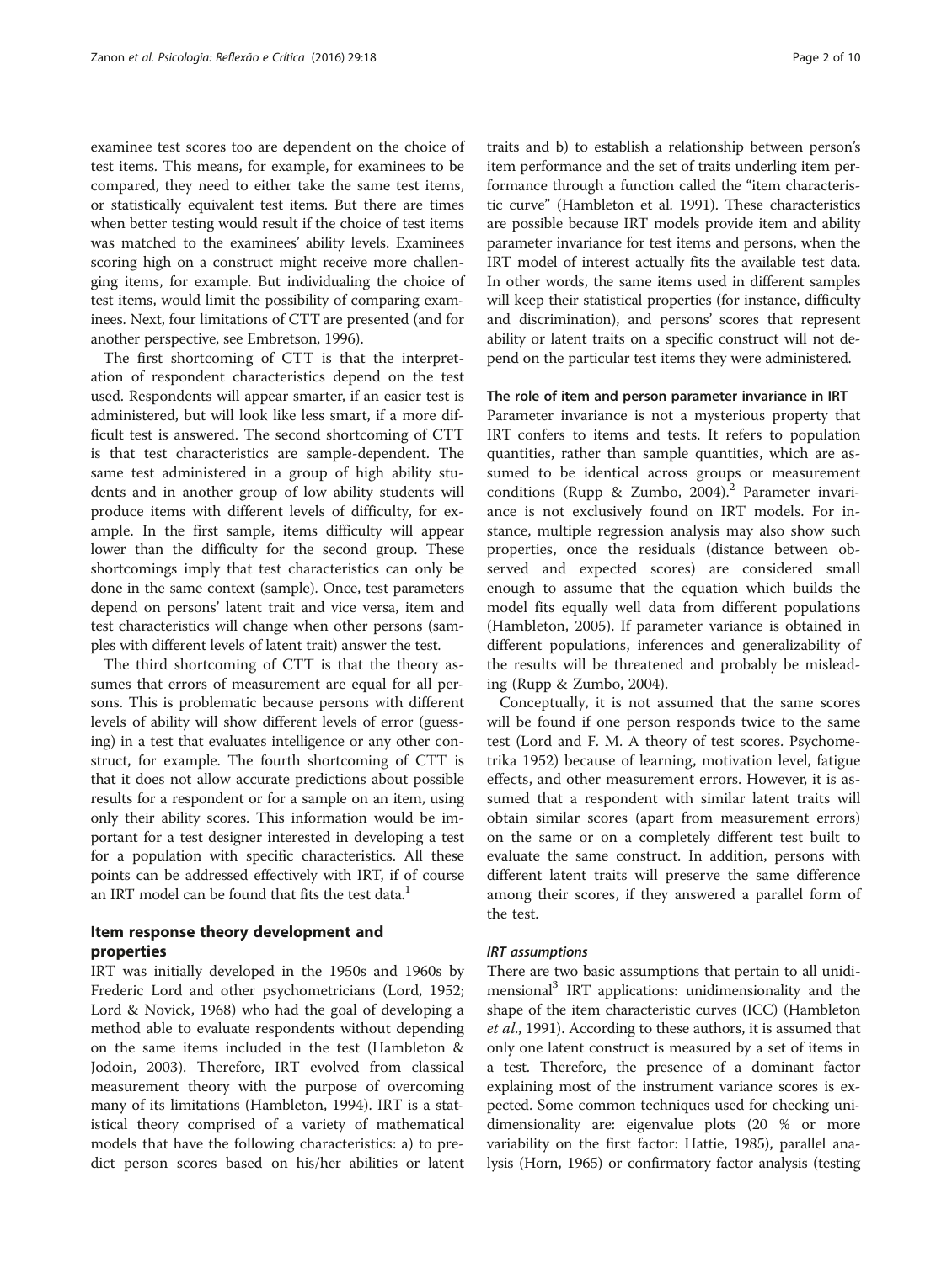examinee test scores too are dependent on the choice of test items. This means, for example, for examinees to be compared, they need to either take the same test items, or statistically equivalent test items. But there are times when better testing would result if the choice of test items was matched to the examinees' ability levels. Examinees scoring high on a construct might receive more challenging items, for example. But individualing the choice of test items, would limit the possibility of comparing examinees. Next, four limitations of CTT are presented (and for another perspective, see Embretson, 1996).

The first shortcoming of CTT is that the interpretation of respondent characteristics depend on the test used. Respondents will appear smarter, if an easier test is administered, but will look like less smart, if a more difficult test is answered. The second shortcoming of CTT is that test characteristics are sample-dependent. The same test administered in a group of high ability students and in another group of low ability students will produce items with different levels of difficulty, for example. In the first sample, items difficulty will appear lower than the difficulty for the second group. These shortcomings imply that test characteristics can only be done in the same context (sample). Once, test parameters depend on persons' latent trait and vice versa, item and test characteristics will change when other persons (samples with different levels of latent trait) answer the test.

The third shortcoming of CTT is that the theory assumes that errors of measurement are equal for all persons. This is problematic because persons with different levels of ability will show different levels of error (guessing) in a test that evaluates intelligence or any other construct, for example. The fourth shortcoming of CTT is that it does not allow accurate predictions about possible results for a respondent or for a sample on an item, using only their ability scores. This information would be important for a test designer interested in developing a test for a population with specific characteristics. All these points can be addressed effectively with IRT, if of course an IRT model can be found that fits the test data.[1]

## Item response theory development and properties

IRT was initially developed in the 1950s and 1960s by Frederic Lord and other psychometricians (Lord, 1952; Lord & Novick, 1968) who had the goal of developing a method able to evaluate respondents without depending on the same items included in the test (Hambleton & Jodoin, 2003). Therefore, IRT evolved from classical measurement theory with the purpose of overcoming many of its limitations (Hambleton, 1994). IRT is a statistical theory comprised of a variety of mathematical models that have the following characteristics: a) to predict person scores based on his/her abilities or latent traits and b) to establish a relationship between person's item performance and the set of traits underling item performance through a function called the "item characteristic curve" (Hambleton et al. 1991). These characteristics are possible because IRT models provide item and ability parameter invariance for test items and persons, when the IRT model of interest actually fits the available test data. In other words, the same items used in different samples will keep their statistical properties (for instance, difficulty and discrimination), and persons' scores that represent ability or latent traits on a specific construct will not depend on the particular test items they were administered.

### The role of item and person parameter invariance in IRT

Parameter invariance is not a mysterious property that IRT confers to items and tests. It refers to population quantities, rather than sample quantities, which are assumed to be identical across groups or measurement conditions (Rupp & Zumbo, 2004).[2] Parameter invariance is not exclusively found on IRT models. For instance, multiple regression analysis may also show such properties, once the residuals (distance between observed and expected scores) are considered small enough to assume that the equation which builds the model fits equally well data from different populations (Hambleton, 2005). If parameter variance is obtained in different populations, inferences and generalizability of the results will be threatened and probably be misleading (Rupp & Zumbo, 2004).

Conceptually, it is not assumed that the same scores will be found if one person responds twice to the same test (Lord and F. M. A theory of test scores. Psychometrika 1952) because of learning, motivation level, fatigue effects, and other measurement errors. However, it is assumed that a respondent with similar latent traits will obtain similar scores (apart from measurement errors) on the same or on a completely different test built to evaluate the same construct. In addition, persons with different latent traits will preserve the same difference among their scores, if they answered a parallel form of the test.

#### *IRT assumptions*

There are two basic assumptions that pertain to all unidimensional[3] IRT applications: unidimensionality and the shape of the item characteristic curves (ICC) (Hambleton *et al.*, 1991). According to these authors, it is assumed that only one latent construct is measured by a set of items in a test. Therefore, the presence of a dominant factor explaining most of the instrument variance scores is expected. Some common techniques used for checking unidimensionality are: eigenvalue plots (20 % or more variability on the first factor: Hattie, 1985), parallel analysis (Horn, 1965) or confirmatory factor analysis (testing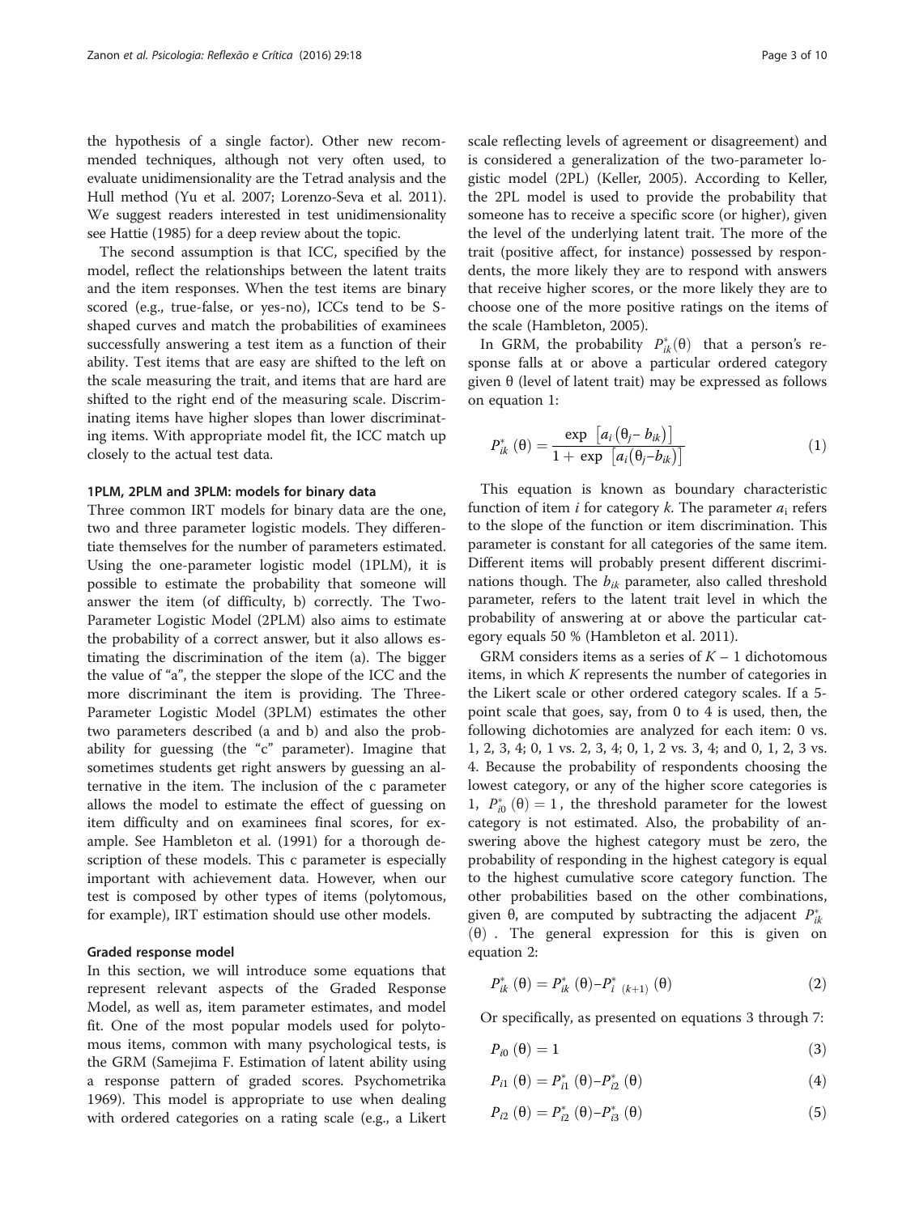the hypothesis of a single factor). Other new recommended techniques, although not very often used, to evaluate unidimensionality are the Tetrad analysis and the Hull method (Yu et al. 2007; Lorenzo-Seva et al. 2011). We suggest readers interested in test unidimensionality see Hattie (1985) for a deep review about the topic.

The second assumption is that ICC, specified by the model, reflect the relationships between the latent traits and the item responses. When the test items are binary scored (e.g., true-false, or yes-no), ICCs tend to be S-shaped curves and match the probabilities of examinees successfully answering a test item as a function of their ability. Test items that are easy are shifted to the left on the scale measuring the trait, and items that are hard are shifted to the right end of the measuring scale. Discriminating items have higher slopes than lower discriminating items. With appropriate model fit, the ICC match up closely to the actual test data.

### 1PLM, 2PLM and 3PLM: models for binary data

Three common IRT models for binary data are the one, two and three parameter logistic models. They differentiate themselves for the number of parameters estimated. Using the one-parameter logistic model (1PLM), it is possible to estimate the probability that someone will answer the item (of difficulty, b) correctly. The Two-Parameter Logistic Model (2PLM) also aims to estimate the probability of a correct answer, but it also allows estimating the discrimination of the item (a). The bigger the value of "a", the stepper the slope of the ICC and the more discriminant the item is providing. The Three-Parameter Logistic Model (3PLM) estimates the other two parameters described (a and b) and also the probability for guessing (the "c" parameter). Imagine that sometimes students get right answers by guessing an alternative in the item. The inclusion of the c parameter allows the model to estimate the effect of guessing on item difficulty and on examinees final scores, for example. See Hambleton et al. (1991) for a thorough description of these models. This c parameter is especially important with achievement data. However, when our test is composed by other types of items (polytomous, for example), IRT estimation should use other models.

### Graded response model

In this section, we will introduce some equations that represent relevant aspects of the Graded Response Model, as well as, item parameter estimates, and model fit. One of the most popular models used for polytomous items, common with many psychological tests, is the GRM (Samejima F. Estimation of latent ability using a response pattern of graded scores. Psychometrika 1969). This model is appropriate to use when dealing with ordered categories on a rating scale (e.g., a Likert scale reflecting levels of agreement or disagreement) and is considered a generalization of the two-parameter logistic model (2PL) (Keller, 2005). According to Keller, the 2PL model is used to provide the probability that someone has to receive a specific score (or higher), given the level of the underlying latent trait. The more of the trait (positive affect, for instance) possessed by respondents, the more likely they are to respond with answers that receive higher scores, or the more likely they are to choose one of the more positive ratings on the items of the scale (Hambleton, 2005).

In GRM, the probability $P^*_{ik}(\theta)$ that a person's response falls at or above a particular ordered category given θ (level of latent trait) may be expressed as follows on equation 1:

$$P^*_{ik}(\theta) = \frac{\exp\left[a_i\left(\theta_j - b_{ik}\right)\right]}{1 + \exp\left[a_i\left(\theta_j - b_{ik}\right)\right]} \tag{1}$$

This equation is known as boundary characteristic function of item $i$ for category $k$. The parameter $a_i$ refers to the slope of the function or item discrimination. This parameter is constant for all categories of the same item. Different items will probably present different discriminations though. The $b_{ik}$ parameter, also called threshold parameter, refers to the latent trait level in which the probability of answering at or above the particular category equals 50 % (Hambleton et al. 2011).

GRM considers items as a series of $K - 1$ dichotomous items, in which $K$ represents the number of categories in the Likert scale or other ordered category scales. If a 5-point scale that goes, say, from 0 to 4 is used, then, the following dichotomies are analyzed for each item: 0 vs. 1, 2, 3, 4; 0, 1 vs. 2, 3, 4; 0, 1, 2 vs. 3, 4; and 0, 1, 2, 3 vs. 4. Because the probability of respondents choosing the lowest category, or any of the higher score categories is 1, $P^*_{i0}(\theta) = 1$, the threshold parameter for the lowest category is not estimated. Also, the probability of answering above the highest category must be zero, the probability of responding in the highest category is equal to the highest cumulative score category function. The other probabilities based on the other combinations, given θ, are computed by subtracting the adjacent $P^*_{ik}(\theta)$. The general expression for this is given on equation 2:

$$P^*_{ik}(\theta) = P^*_{ik}(\theta) - P^*_{i\ (k+1)}(\theta) \tag{2}$$

Or specifically, as presented on equations 3 through 7:

$$P_{i0}(\theta) = 1 \tag{3}$$

$$P_{i1}(\theta) = P^*_{i1}(\theta) - P^*_{i2}(\theta) \tag{4}$$

$$P_{i2}(\theta) = P^*_{i2}(\theta) - P^*_{i3}(\theta) \tag{5}$$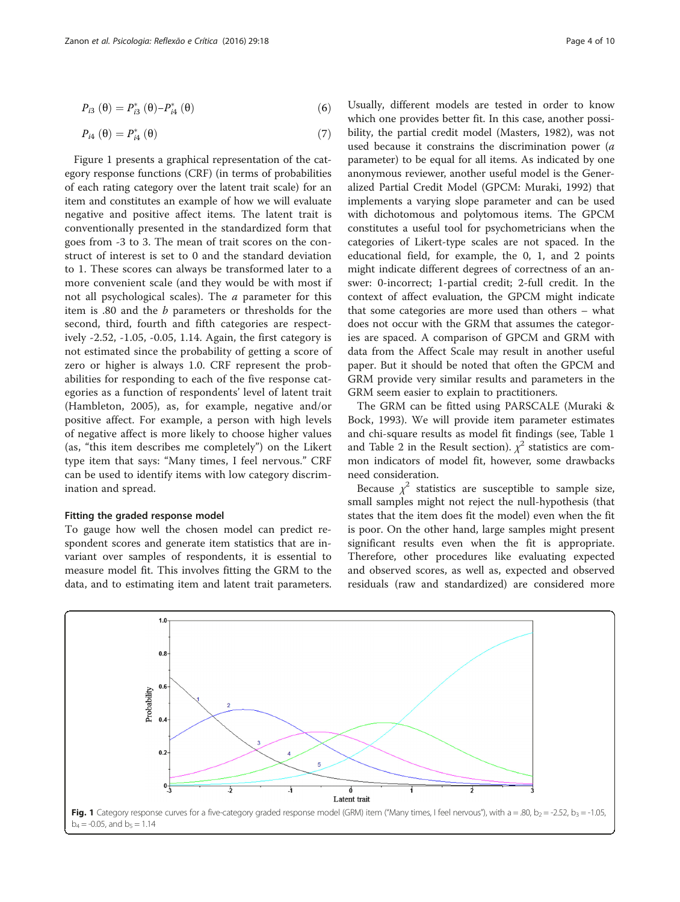$$P_{i3}(\theta) = P^*_{i3}(\theta) - P^*_{i4}(\theta) \quad (6)$$

$$P_{i4}(\theta) = P^*_{i4}(\theta) \quad (7)$$

Figure 1 presents a graphical representation of the category response functions (CRF) (in terms of probabilities of each rating category over the latent trait scale) for an item and constitutes an example of how we will evaluate negative and positive affect items. The latent trait is conventionally presented in the standardized form that goes from -3 to 3. The mean of trait scores on the construct of interest is set to 0 and the standard deviation to 1. These scores can always be transformed later to a more convenient scale (and they would be with most if not all psychological scales). The *a* parameter for this item is .80 and the *b* parameters or thresholds for the second, third, fourth and fifth categories are respectively -2.52, -1.05, -0.05, 1.14. Again, the first category is not estimated since the probability of getting a score of zero or higher is always 1.0. CRF represent the probabilities for responding to each of the five response categories as a function of respondents' level of latent trait (Hambleton, 2005), as, for example, negative and/or positive affect. For example, a person with high levels of negative affect is more likely to choose higher values (as, "this item describes me completely") on the Likert type item that says: "Many times, I feel nervous." CRF can be used to identify items with low category discrimination and spread.

#### Fitting the graded response model

To gauge how well the chosen model can predict respondent scores and generate item statistics that are invariant over samples of respondents, it is essential to measure model fit. This involves fitting the GRM to the data, and to estimating item and latent trait parameters. Usually, different models are tested in order to know which one provides better fit. In this case, another possibility, the partial credit model (Masters, 1982), was not used because it constrains the discrimination power (*a* parameter) to be equal for all items. As indicated by one anonymous reviewer, another useful model is the Generalized Partial Credit Model (GPCM: Muraki, 1992) that implements a varying slope parameter and can be used with dichotomous and polytomous items. The GPCM constitutes a useful tool for psychometricians when the categories of Likert-type scales are not spaced. In the educational field, for example, the 0, 1, and 2 points might indicate different degrees of correctness of an answer: 0-incorrect; 1-partial credit; 2-full credit. In the context of affect evaluation, the GPCM might indicate that some categories are more used than others – what does not occur with the GRM that assumes the categories are spaced. A comparison of GPCM and GRM with data from the Affect Scale may result in another useful paper. But it should be noted that often the GPCM and GRM provide very similar results and parameters in the GRM seem easier to explain to practitioners.

The GRM can be fitted using PARSCALE (Muraki & Bock, 1993). We will provide item parameter estimates and chi-square results as model fit findings (see, Table 1 and Table 2 in the Result section). $\chi^2$ statistics are common indicators of model fit, however, some drawbacks need consideration.

Because $\chi^2$ statistics are susceptible to sample size, small samples might not reject the null-hypothesis (that states that the item does fit the model) even when the fit is poor. On the other hand, large samples might present significant results even when the fit is appropriate. Therefore, other procedures like evaluating expected and observed scores, as well as, expected and observed residuals (raw and standardized) are considered more

**Fig. 1** Category response curves for a five-category graded response model (GRM) item ("Many times, I feel nervous"), with a = .80, $b_2$ = -2.52, $b_3$ = -1.05, $b_4$ = -0.05, and $b_5$ = 1.14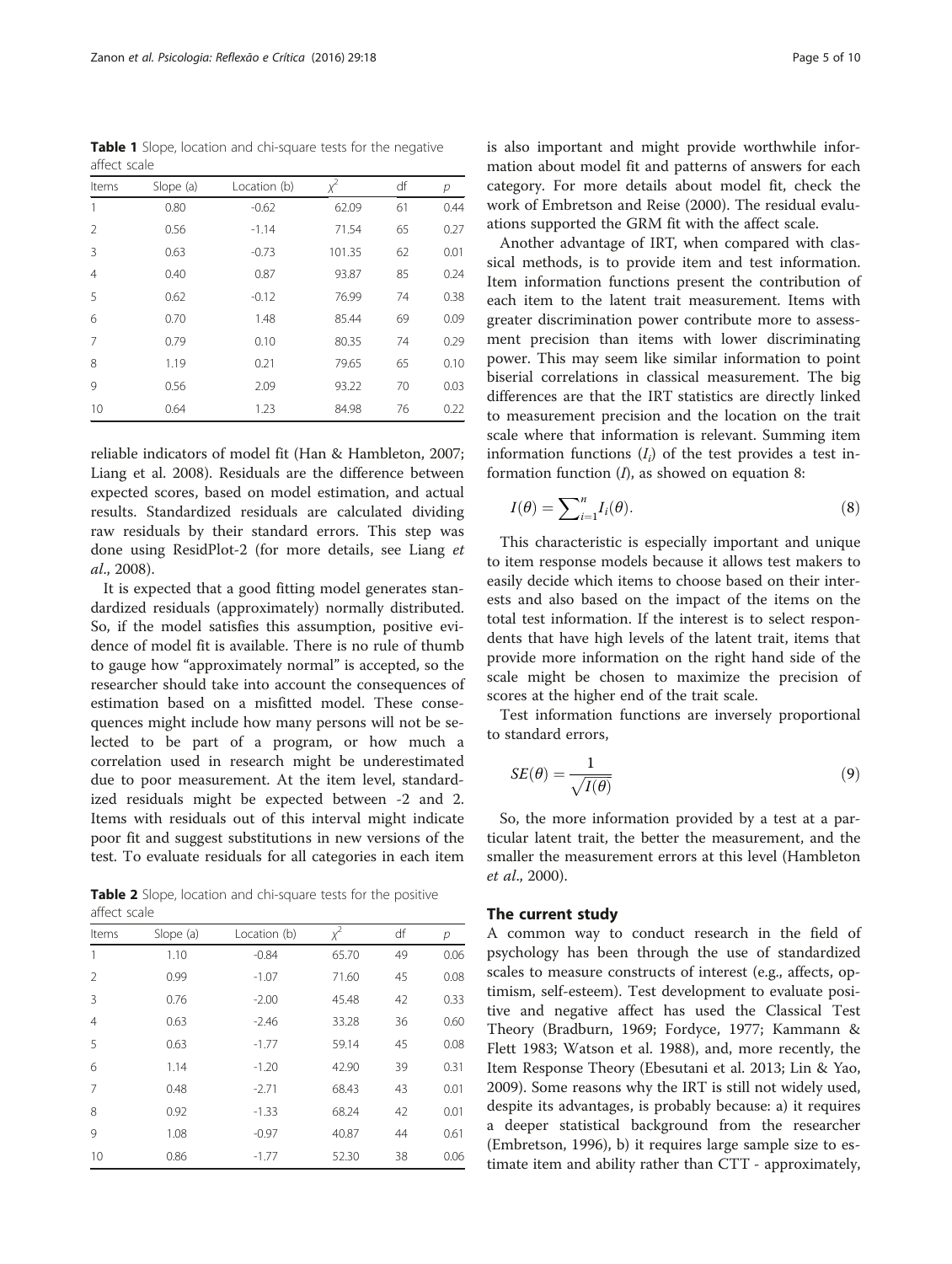**Table 1** Slope, location and chi-square tests for the negative affect scale

| Items | Slope (a) | Location (b) | $\chi^2$ | df | $p$ |
|---|---|---|---|---|---|
| 1 | 0.80 | -0.62 | 62.09 | 61 | 0.44 |
| 2 | 0.56 | -1.14 | 71.54 | 65 | 0.27 |
| 3 | 0.63 | -0.73 | 101.35 | 62 | 0.01 |
| 4 | 0.40 | 0.87 | 93.87 | 85 | 0.24 |
| 5 | 0.62 | -0.12 | 76.99 | 74 | 0.38 |
| 6 | 0.70 | 1.48 | 85.44 | 69 | 0.09 |
| 7 | 0.79 | 0.10 | 80.35 | 74 | 0.29 |
| 8 | 1.19 | 0.21 | 79.65 | 65 | 0.10 |
| 9 | 0.56 | 2.09 | 93.22 | 70 | 0.03 |
| 10 | 0.64 | 1.23 | 84.98 | 76 | 0.22 |

reliable indicators of model fit (Han & Hambleton, 2007; Liang et al. 2008). Residuals are the difference between expected scores, based on model estimation, and actual results. Standardized residuals are calculated dividing raw residuals by their standard errors. This step was done using ResidPlot-2 (for more details, see Liang *et al.*, 2008).

It is expected that a good fitting model generates standardized residuals (approximately) normally distributed. So, if the model satisfies this assumption, positive evidence of model fit is available. There is no rule of thumb to gauge how "approximately normal" is accepted, so the researcher should take into account the consequences of estimation based on a misfitted model. These consequences might include how many persons will not be selected to be part of a program, or how much a correlation used in research might be underestimated due to poor measurement. At the item level, standardized residuals might be expected between -2 and 2. Items with residuals out of this interval might indicate poor fit and suggest substitutions in new versions of the test. To evaluate residuals for all categories in each item is also important and might provide worthwhile information about model fit and patterns of answers for each category. For more details about model fit, check the work of Embretson and Reise (2000). The residual evaluations supported the GRM fit with the affect scale.

**Table 2** Slope, location and chi-square tests for the positive affect scale

| Items | Slope (a) | Location (b) | $\chi^2$ | df | $p$ |
|---|---|---|---|---|---|
| 1 | 1.10 | -0.84 | 65.70 | 49 | 0.06 |
| 2 | 0.99 | -1.07 | 71.60 | 45 | 0.08 |
| 3 | 0.76 | -2.00 | 45.48 | 42 | 0.33 |
| 4 | 0.63 | -2.46 | 33.28 | 36 | 0.60 |
| 5 | 0.63 | -1.77 | 59.14 | 45 | 0.08 |
| 6 | 1.14 | -1.20 | 42.90 | 39 | 0.31 |
| 7 | 0.48 | -2.71 | 68.43 | 43 | 0.01 |
| 8 | 0.92 | -1.33 | 68.24 | 42 | 0.01 |
| 9 | 1.08 | -0.97 | 40.87 | 44 | 0.61 |
| 10 | 0.86 | -1.77 | 52.30 | 38 | 0.06 |

Another advantage of IRT, when compared with classical methods, is to provide item and test information. Item information functions present the contribution of each item to the latent trait measurement. Items with greater discrimination power contribute more to assessment precision than items with lower discriminating power. This may seem like similar information to point biserial correlations in classical measurement. The big differences are that the IRT statistics are directly linked to measurement precision and the location on the trait scale where that information is relevant. Summing item information functions ($I_i$) of the test provides a test information function ($I$), as showed on equation 8:

$$I(\theta) = \sum_{i=1}^{n} I_i(\theta). \tag{8}$$

This characteristic is especially important and unique to item response models because it allows test makers to easily decide which items to choose based on their interests and also based on the impact of the items on the total test information. If the interest is to select respondents that have high levels of the latent trait, items that provide more information on the right hand side of the scale might be chosen to maximize the precision of scores at the higher end of the trait scale.

Test information functions are inversely proportional to standard errors,

$$SE(\theta) = \frac{1}{\sqrt{I(\theta)}} \tag{9}$$

So, the more information provided by a test at a particular latent trait, the better the measurement, and the smaller the measurement errors at this level (Hambleton *et al.*, 2000).

## The current study

A common way to conduct research in the field of psychology has been through the use of standardized scales to measure constructs of interest (e.g., affects, optimism, self-esteem). Test development to evaluate positive and negative affect has used the Classical Test Theory (Bradburn, 1969; Fordyce, 1977; Kammann & Flett 1983; Watson et al. 1988), and, more recently, the Item Response Theory (Ebesutani et al. 2013; Lin & Yao, 2009). Some reasons why the IRT is still not widely used, despite its advantages, is probably because: a) it requires a deeper statistical background from the researcher (Embretson, 1996), b) it requires large sample size to estimate item and ability rather than CTT - approximately,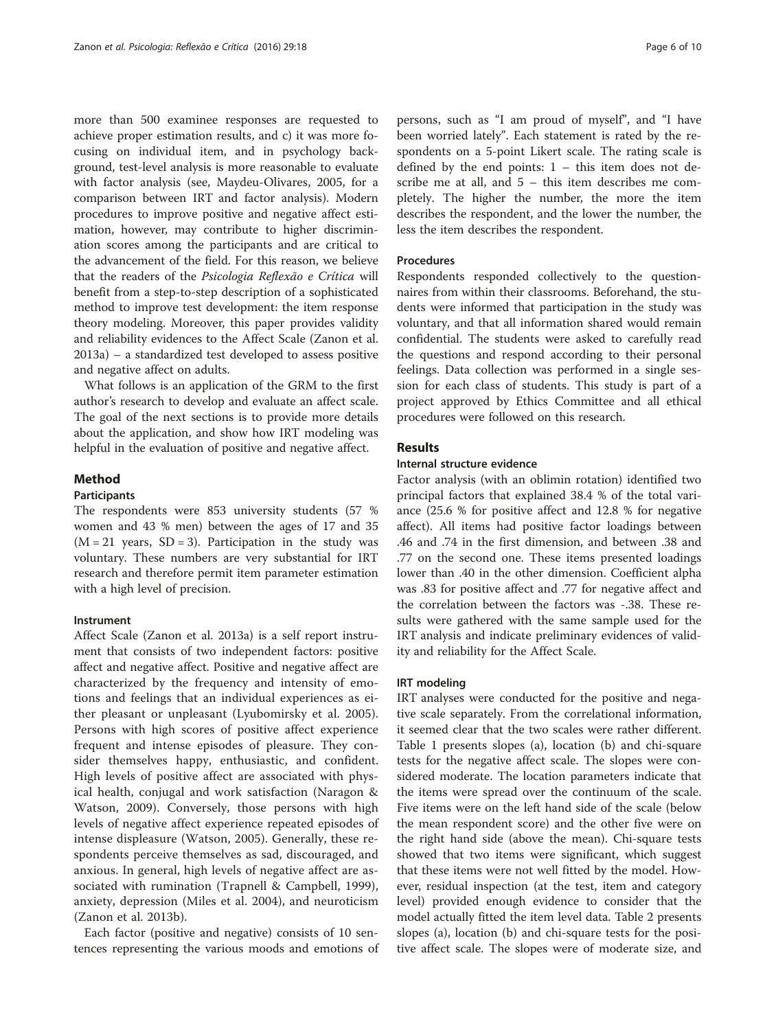more than 500 examinee responses are requested to achieve proper estimation results, and c) it was more focusing on individual item, and in psychology background, test-level analysis is more reasonable to evaluate with factor analysis (see, Maydeu-Olivares, 2005, for a comparison between IRT and factor analysis). Modern procedures to improve positive and negative affect estimation, however, may contribute to higher discrimination scores among the participants and are critical to the advancement of the field. For this reason, we believe that the readers of the *Psicologia Reflexão e Crítica* will benefit from a step-to-step description of a sophisticated method to improve test development: the item response theory modeling. Moreover, this paper provides validity and reliability evidences to the Affect Scale (Zanon et al. 2013a) – a standardized test developed to assess positive and negative affect on adults.

What follows is an application of the GRM to the first author's research to develop and evaluate an affect scale. The goal of the next sections is to provide more details about the application, and show how IRT modeling was helpful in the evaluation of positive and negative affect.

## Method

### Participants

The respondents were 853 university students (57 % women and 43 % men) between the ages of 17 and 35 ($M = 21$ years, $SD = 3$). Participation in the study was voluntary. These numbers are very substantial for IRT research and therefore permit item parameter estimation with a high level of precision.

### Instrument

Affect Scale (Zanon et al. 2013a) is a self report instrument that consists of two independent factors: positive affect and negative affect. Positive and negative affect are characterized by the frequency and intensity of emotions and feelings that an individual experiences as either pleasant or unpleasant (Lyubomirsky et al. 2005). Persons with high scores of positive affect experience frequent and intense episodes of pleasure. They consider themselves happy, enthusiastic, and confident. High levels of positive affect are associated with physical health, conjugal and work satisfaction (Naragon & Watson, 2009). Conversely, those persons with high levels of negative affect experience repeated episodes of intense displeasure (Watson, 2005). Generally, these respondents perceive themselves as sad, discouraged, and anxious. In general, high levels of negative affect are associated with rumination (Trapnell & Campbell, 1999), anxiety, depression (Miles et al. 2004), and neuroticism (Zanon et al. 2013b).

Each factor (positive and negative) consists of 10 sentences representing the various moods and emotions of persons, such as "I am proud of myself", and "I have been worried lately". Each statement is rated by the respondents on a 5-point Likert scale. The rating scale is defined by the end points: 1 – this item does not describe me at all, and 5 – this item describes me completely. The higher the number, the more the item describes the respondent, and the lower the number, the less the item describes the respondent.

### Procedures

Respondents responded collectively to the questionnaires from within their classrooms. Beforehand, the students were informed that participation in the study was voluntary, and that all information shared would remain confidential. The students were asked to carefully read the questions and respond according to their personal feelings. Data collection was performed in a single session for each class of students. This study is part of a project approved by Ethics Committee and all ethical procedures were followed on this research.

## Results

### Internal structure evidence

Factor analysis (with an oblimin rotation) identified two principal factors that explained 38.4 % of the total variance (25.6 % for positive affect and 12.8 % for negative affect). All items had positive factor loadings between .46 and .74 in the first dimension, and between .38 and .77 on the second one. These items presented loadings lower than .40 in the other dimension. Coefficient alpha was .83 for positive affect and .77 for negative affect and the correlation between the factors was -.38. These results were gathered with the same sample used for the IRT analysis and indicate preliminary evidences of validity and reliability for the Affect Scale.

### IRT modeling

IRT analyses were conducted for the positive and negative scale separately. From the correlational information, it seemed clear that the two scales were rather different. Table 1 presents slopes (a), location (b) and chi-square tests for the negative affect scale. The slopes were considered moderate. The location parameters indicate that the items were spread over the continuum of the scale. Five items were on the left hand side of the scale (below the mean respondent score) and the other five were on the right hand side (above the mean). Chi-square tests showed that two items were significant, which suggest that these items were not well fitted by the model. However, residual inspection (at the test, item and category level) provided enough evidence to consider that the model actually fitted the item level data. Table 2 presents slopes (a), location (b) and chi-square tests for the positive affect scale. The slopes were of moderate size, and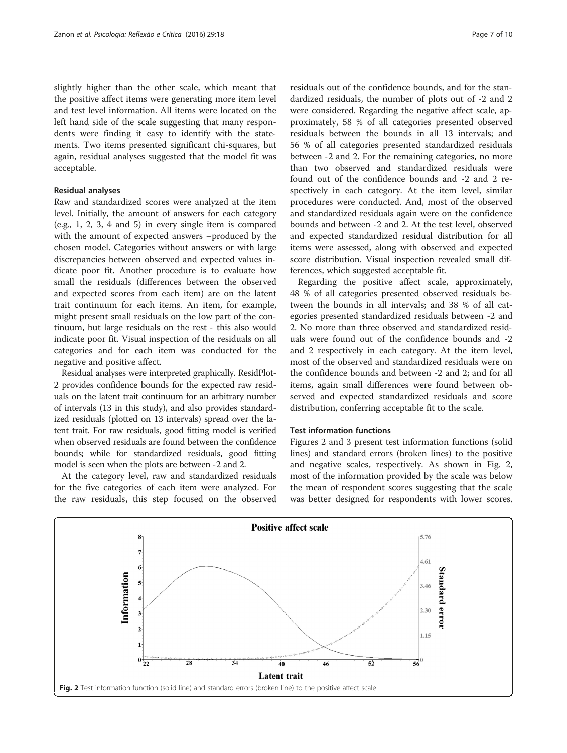slightly higher than the other scale, which meant that the positive affect items were generating more item level and test level information. All items were located on the left hand side of the scale suggesting that many respondents were finding it easy to identify with the statements. Two items presented significant chi-squares, but again, residual analyses suggested that the model fit was acceptable.

### Residual analyses

Raw and standardized scores were analyzed at the item level. Initially, the amount of answers for each category (e.g., 1, 2, 3, 4 and 5) in every single item is compared with the amount of expected answers –produced by the chosen model. Categories without answers or with large discrepancies between observed and expected values indicate poor fit. Another procedure is to evaluate how small the residuals (differences between the observed and expected scores from each item) are on the latent trait continuum for each items. An item, for example, might present small residuals on the low part of the continuum, but large residuals on the rest - this also would indicate poor fit. Visual inspection of the residuals on all categories and for each item was conducted for the negative and positive affect.

Residual analyses were interpreted graphically. ResidPlot-2 provides confidence bounds for the expected raw residuals on the latent trait continuum for an arbitrary number of intervals (13 in this study), and also provides standardized residuals (plotted on 13 intervals) spread over the latent trait. For raw residuals, good fitting model is verified when observed residuals are found between the confidence bounds; while for standardized residuals, good fitting model is seen when the plots are between -2 and 2.

At the category level, raw and standardized residuals for the five categories of each item were analyzed. For the raw residuals, this step focused on the observed residuals out of the confidence bounds, and for the standardized residuals, the number of plots out of -2 and 2 were considered. Regarding the negative affect scale, approximately, 58 % of all categories presented observed residuals between the bounds in all 13 intervals; and 56 % of all categories presented standardized residuals between -2 and 2. For the remaining categories, no more than two observed and standardized residuals were found out of the confidence bounds and -2 and 2 respectively in each category. At the item level, similar procedures were conducted. And, most of the observed and standardized residuals again were on the confidence bounds and between -2 and 2. At the test level, observed and expected standardized residual distribution for all items were assessed, along with observed and expected score distribution. Visual inspection revealed small differences, which suggested acceptable fit.

Regarding the positive affect scale, approximately, 48 % of all categories presented observed residuals between the bounds in all intervals; and 38 % of all categories presented standardized residuals between -2 and 2. No more than three observed and standardized residuals were found out of the confidence bounds and -2 and 2 respectively in each category. At the item level, most of the observed and standardized residuals were on the confidence bounds and between -2 and 2; and for all items, again small differences were found between observed and expected standardized residuals and score distribution, conferring acceptable fit to the scale.

### Test information functions

Figures 2 and 3 present test information functions (solid lines) and standard errors (broken lines) to the positive and negative scales, respectively. As shown in Fig. 2, most of the information provided by the scale was below the mean of respondent scores suggesting that the scale was better designed for respondents with lower scores.

**Fig. 2** Test information function (solid line) and standard errors (broken line) to the positive affect scale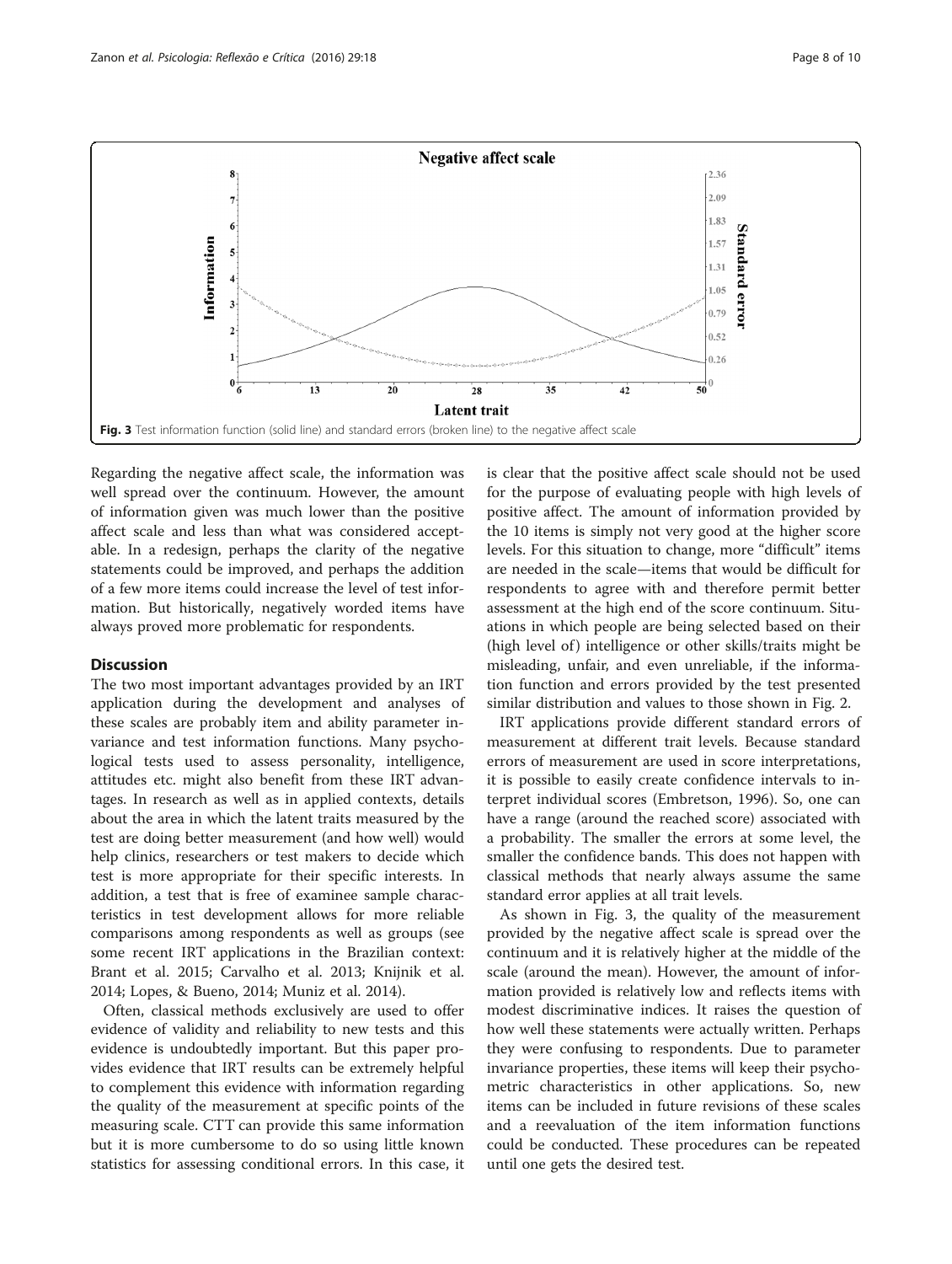Fig. 3 Test information function (solid line) and standard errors (broken line) to the negative affect scale

Regarding the negative affect scale, the information was well spread over the continuum. However, the amount of information given was much lower than the positive affect scale and less than what was considered acceptable. In a redesign, perhaps the clarity of the negative statements could be improved, and perhaps the addition of a few more items could increase the level of test information. But historically, negatively worded items have always proved more problematic for respondents.

## Discussion

The two most important advantages provided by an IRT application during the development and analyses of these scales are probably item and ability parameter invariance and test information functions. Many psychological tests used to assess personality, intelligence, attitudes etc. might also benefit from these IRT advantages. In research as well as in applied contexts, details about the area in which the latent traits measured by the test are doing better measurement (and how well) would help clinics, researchers or test makers to decide which test is more appropriate for their specific interests. In addition, a test that is free of examinee sample characteristics in test development allows for more reliable comparisons among respondents as well as groups (see some recent IRT applications in the Brazilian context: Brant et al. 2015; Carvalho et al. 2013; Knijnik et al. 2014; Lopes, & Bueno, 2014; Muniz et al. 2014).

Often, classical methods exclusively are used to offer evidence of validity and reliability to new tests and this evidence is undoubtedly important. But this paper provides evidence that IRT results can be extremely helpful to complement this evidence with information regarding the quality of the measurement at specific points of the measuring scale. CTT can provide this same information but it is more cumbersome to do so using little known statistics for assessing conditional errors. In this case, it is clear that the positive affect scale should not be used for the purpose of evaluating people with high levels of positive affect. The amount of information provided by the 10 items is simply not very good at the higher score levels. For this situation to change, more "difficult" items are needed in the scale—items that would be difficult for respondents to agree with and therefore permit better assessment at the high end of the score continuum. Situations in which people are being selected based on their (high level of) intelligence or other skills/traits might be misleading, unfair, and even unreliable, if the information function and errors provided by the test presented similar distribution and values to those shown in Fig. 2.

IRT applications provide different standard errors of measurement at different trait levels. Because standard errors of measurement are used in score interpretations, it is possible to easily create confidence intervals to interpret individual scores (Embretson, 1996). So, one can have a range (around the reached score) associated with a probability. The smaller the errors at some level, the smaller the confidence bands. This does not happen with classical methods that nearly always assume the same standard error applies at all trait levels.

As shown in Fig. 3, the quality of the measurement provided by the negative affect scale is spread over the continuum and it is relatively higher at the middle of the scale (around the mean). However, the amount of information provided is relatively low and reflects items with modest discriminative indices. It raises the question of how well these statements were actually written. Perhaps they were confusing to respondents. Due to parameter invariance properties, these items will keep their psychometric characteristics in other applications. So, new items can be included in future revisions of these scales and a reevaluation of the item information functions could be conducted. These procedures can be repeated until one gets the desired test.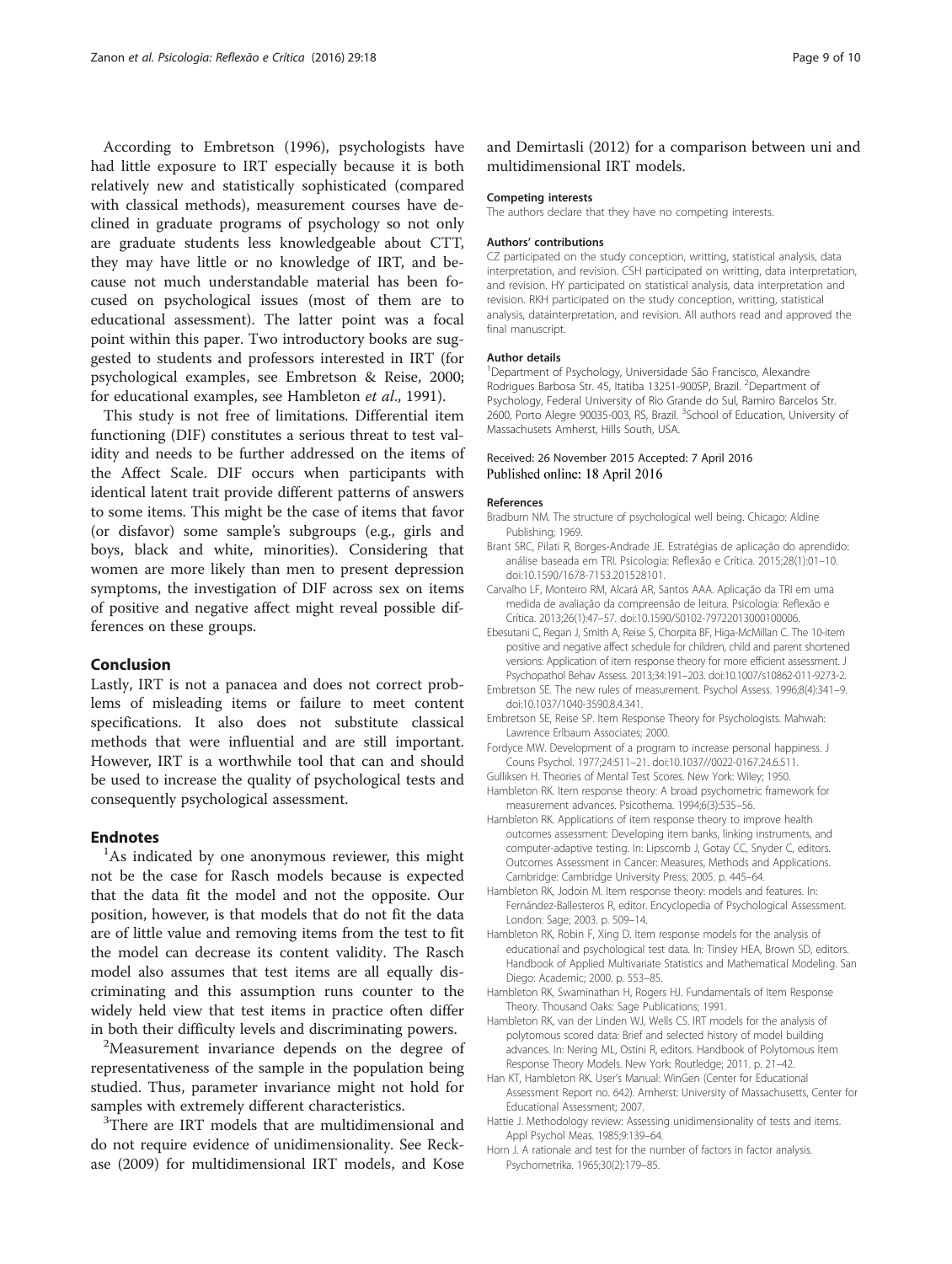According to Embretson (1996), psychologists have had little exposure to IRT especially because it is both relatively new and statistically sophisticated (compared with classical methods), measurement courses have declined in graduate programs of psychology so not only are graduate students less knowledgeable about CTT, they may have little or no knowledge of IRT, and because not much understandable material has been focused on psychological issues (most of them are to educational assessment). The latter point was a focal point within this paper. Two introductory books are suggested to students and professors interested in IRT (for psychological examples, see Embretson & Reise, 2000; for educational examples, see Hambleton *et al*., 1991).

This study is not free of limitations. Differential item functioning (DIF) constitutes a serious threat to test validity and needs to be further addressed on the items of the Affect Scale. DIF occurs when participants with identical latent trait provide different patterns of answers to some items. This might be the case of items that favor (or disfavor) some sample's subgroups (e.g., girls and boys, black and white, minorities). Considering that women are more likely than men to present depression symptoms, the investigation of DIF across sex on items of positive and negative affect might reveal possible differences on these groups.

## Conclusion

Lastly, IRT is not a panacea and does not correct problems of misleading items or failure to meet content specifications. It also does not substitute classical methods that were influential and are still important. However, IRT is a worthwhile tool that can and should be used to increase the quality of psychological tests and consequently psychological assessment.

## Endnotes

[1]As indicated by one anonymous reviewer, this might not be the case for Rasch models because is expected that the data fit the model and not the opposite. Our position, however, is that models that do not fit the data are of little value and removing items from the test to fit the model can decrease its content validity. The Rasch model also assumes that test items are all equally discriminating and this assumption runs counter to the widely held view that test items in practice often differ in both their difficulty levels and discriminating powers.

[2]Measurement invariance depends on the degree of representativeness of the sample in the population being studied. Thus, parameter invariance might not hold for samples with extremely different characteristics.

[3]There are IRT models that are multidimensional and do not require evidence of unidimensionality. See Reckase (2009) for multidimensional IRT models, and Kose and Demirtasli (2012) for a comparison between uni and multidimensional IRT models.

#### Competing interests

The authors declare that they have no competing interests.

#### Authors' contributions

CZ participated on the study conception, writting, statistical analysis, data interpretation, and revision. CSH participated on writting, data interpretation, and revision. HY participated on statistical analysis, data interpretation and revision. RKH participated on the study conception, writting, statistical analysis, datainterpretation, and revision. All authors read and approved the final manuscript.

#### Author details

[1]Department of Psychology, Universidade São Francisco, Alexandre Rodrigues Barbosa Str. 45, Itatiba 13251-900SP, Brazil. [2]Department of Psychology, Federal University of Rio Grande do Sul, Ramiro Barcelos Str. 2600, Porto Alegre 90035-003, RS, Brazil. [3]School of Education, University of Massachusets Amherst, Hills South, USA.

Received: 26 November 2015 Accepted: 7 April 2016
Published online: 18 April 2016

#### References

Bradburn NM. The structure of psychological well being. Chicago: Aldine Publishing; 1969.

Brant SRC, Pilati R, Borges-Andrade JE. Estratégias de aplicação do aprendido: análise baseada em TRI. Psicologia: Reflexão e Crítica. 2015;28(1):01–10. doi:10.1590/1678-7153.201528101.

Carvalho LF, Monteiro RM, Alcará AR, Santos AAA. Aplicação da TRI em uma medida de avaliação da compreensão de leitura. Psicologia: Reflexão e Crítica. 2013;26(1):47–57. doi:10.1590/S0102-79722013000100006.

Ebesutani C, Regan J, Smith A, Reise S, Chorpita BF, Higa-McMillan C. The 10-item positive and negative affect schedule for children, child and parent shortened versions: Application of item response theory for more efficient assessment. J Psychopathol Behav Assess. 2013;34:191–203. doi:10.1007/s10862-011-9273-2.

Embretson SE. The new rules of measurement. Psychol Assess. 1996;8(4):341–9. doi:10.1037/1040-3590.8.4.341.

Embretson SE, Reise SP. Item Response Theory for Psychologists. Mahwah: Lawrence Erlbaum Associates; 2000.

Fordyce MW. Development of a program to increase personal happiness. J Couns Psychol. 1977;24:511–21. doi:10.1037//0022-0167.24.6.511.

Gulliksen H. Theories of Mental Test Scores. New York: Wiley; 1950.

Hambleton RK. Item response theory: A broad psychometric framework for measurement advances. Psicothema. 1994;6(3):535–56.

Hambleton RK. Applications of item response theory to improve health outcomes assessment: Developing item banks, linking instruments, and computer-adaptive testing. In: Lipscomb J, Gotay CC, Snyder C, editors. Outcomes Assessment in Cancer: Measures, Methods and Applications. Cambridge: Cambridge University Press; 2005. p. 445–64.

Hambleton RK, Jodoin M. Item response theory: models and features. In: Fernández-Ballesteros R, editor. Encyclopedia of Psychological Assessment. London: Sage; 2003. p. 509–14.

Hambleton RK, Robin F, Xing D. Item response models for the analysis of educational and psychological test data. In: Tinsley HEA, Brown SD, editors. Handbook of Applied Multivariate Statistics and Mathematical Modeling. San Diego: Academic; 2000. p. 553–85.

Hambleton RK, Swaminathan H, Rogers HJ. Fundamentals of Item Response Theory. Thousand Oaks: Sage Publications; 1991.

Hambleton RK, van der Linden WJ, Wells CS. IRT models for the analysis of polytomous scored data: Brief and selected history of model building advances. In: Nering ML, Ostini R, editors. Handbook of Polytomous Item Response Theory Models. New York: Routledge; 2011. p. 21–42.

Han KT, Hambleton RK. User's Manual: WinGen (Center for Educational Assessment Report no. 642). Amherst: University of Massachusetts, Center for Educational Assessment; 2007.

Hattie J. Methodology review: Assessing unidimensionality of tests and items. Appl Psychol Meas. 1985;9:139–64.

Horn J. A rationale and test for the number of factors in factor analysis. Psychometrika. 1965;30(2):179–85.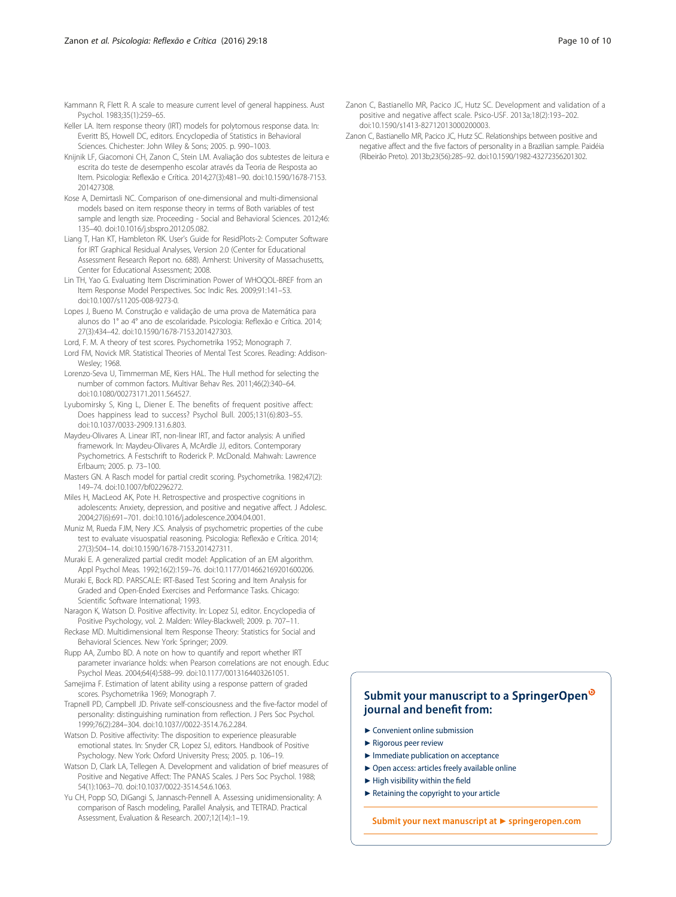Kammann R, Flett R. A scale to measure current level of general happiness. Aust Psychol. 1983;35(1):259–65.

Keller LA. Item response theory (IRT) models for polytomous response data. In: Everitt BS, Howell DC, editors. Encyclopedia of Statistics in Behavioral Sciences. Chichester: John Wiley & Sons; 2005. p. 990–1003.

Knijnik LF, Giacomoni CH, Zanon C, Stein LM. Avaliação dos subtestes de leitura e escrita do teste de desempenho escolar através da Teoria de Resposta ao Item. Psicologia: Reflexão e Crítica. 2014;27(3):481–90. doi:10.1590/1678-7153.201427308.

Kose A, Demirtasli NC. Comparison of one-dimensional and multi-dimensional models based on item response theory in terms of Both variables of test sample and length size. Proceeding - Social and Behavioral Sciences. 2012;46:135–40. doi:10.1016/j.sbspro.2012.05.082.

Liang T, Han KT, Hambleton RK. User's Guide for ResidPlots-2: Computer Software for IRT Graphical Residual Analyses, Version 2.0 (Center for Educational Assessment Research Report no. 688). Amherst: University of Massachusetts, Center for Educational Assessment; 2008.

Lin TH, Yao G. Evaluating Item Discrimination Power of WHOQOL-BREF from an Item Response Model Perspectives. Soc Indic Res. 2009;91:141–53. doi:10.1007/s11205-008-9273-0.

Lopes J, Bueno M. Construção e validação de uma prova de Matemática para alunos do 1° ao 4° ano de escolaridade. Psicologia: Reflexão e Crítica. 2014;27(3):434–42. doi:10.1590/1678-7153.201427303.

Lord, F. M. A theory of test scores. Psychometrika 1952; Monograph 7.

Lord FM, Novick MR. Statistical Theories of Mental Test Scores. Reading: Addison-Wesley; 1968.

Lorenzo-Seva U, Timmerman ME, Kiers HAL. The Hull method for selecting the number of common factors. Multivar Behav Res. 2011;46(2):340–64. doi:10.1080/00273171.2011.564527.

Lyubomirsky S, King L, Diener E. The benefits of frequent positive affect: Does happiness lead to success? Psychol Bull. 2005;131(6):803–55. doi:10.1037/0033-2909.131.6.803.

Maydeu-Olivares A. Linear IRT, non-linear IRT, and factor analysis: A unified framework. In: Maydeu-Olivares A, McArdle JJ, editors. Contemporary Psychometrics. A Festschrift to Roderick P. McDonald. Mahwah: Lawrence Erlbaum; 2005. p. 73–100.

Masters GN. A Rasch model for partial credit scoring. Psychometrika. 1982;47(2):149–74. doi:10.1007/bf02296272.

Miles H, MacLeod AK, Pote H. Retrospective and prospective cognitions in adolescents: Anxiety, depression, and positive and negative affect. J Adolesc. 2004;27(6):691–701. doi:10.1016/j.adolescence.2004.04.001.

Muniz M, Rueda FJM, Nery JCS. Analysis of psychometric properties of the cube test to evaluate visuospatial reasoning. Psicologia: Reflexão e Crítica. 2014;27(3):504–14. doi:10.1590/1678-7153.201427311.

Muraki E. A generalized partial credit model: Application of an EM algorithm. Appl Psychol Meas. 1992;16(2):159–76. doi:10.1177/014662169201600206.

Muraki E, Bock RD. PARSCALE: IRT-Based Test Scoring and Item Analysis for Graded and Open-Ended Exercises and Performance Tasks. Chicago: Scientific Software International; 1993.

Naragon K, Watson D. Positive affectivity. In: Lopez SJ, editor. Encyclopedia of Positive Psychology, vol. 2. Malden: Wiley-Blackwell; 2009. p. 707–11.

Reckase MD. Multidimensional Item Response Theory: Statistics for Social and Behavioral Sciences. New York: Springer; 2009.

Rupp AA, Zumbo BD. A note on how to quantify and report whether IRT parameter invariance holds: when Pearson correlations are not enough. Educ Psychol Meas. 2004;64(4):588–99. doi:10.1177/0013164403261051.

Samejima F. Estimation of latent ability using a response pattern of graded scores. Psychometrika 1969; Monograph 7.

Trapnell PD, Campbell JD. Private self-consciousness and the five-factor model of personality: distinguishing rumination from reflection. J Pers Soc Psychol. 1999;76(2):284–304. doi:10.1037//0022-3514.76.2.284.

Watson D. Positive affectivity: The disposition to experience pleasurable emotional states. In: Snyder CR, Lopez SJ, editors. Handbook of Positive Psychology. New York: Oxford University Press; 2005. p. 106–19.

Watson D, Clark LA, Tellegen A. Development and validation of brief measures of Positive and Negative Affect: The PANAS Scales. J Pers Soc Psychol. 1988;54(1):1063–70. doi:10.1037/0022-3514.54.6.1063.

Yu CH, Popp SO, DiGangi S, Jannasch-Pennell A. Assessing unidimensionality: A comparison of Rasch modeling, Parallel Analysis, and TETRAD. Practical Assessment, Evaluation & Research. 2007;12(14):1–19.

Zanon C, Bastianello MR, Pacico JC, Hutz SC. Development and validation of a positive and negative affect scale. Psico-USF. 2013a;18(2):193–202. doi:10.1590/s1413-82712013000200003.

Zanon C, Bastianello MR, Pacico JC, Hutz SC. Relationships between positive and negative affect and the five factors of personality in a Brazilian sample. Paidéia (Ribeirão Preto). 2013b;23(56):285–92. doi:10.1590/1982-43272356201302.

**Submit your manuscript to a SpringerOpen journal and benefit from:**

- ► Convenient online submission
- ► Rigorous peer review
- ► Immediate publication on acceptance
- ► Open access: articles freely available online
- ► High visibility within the field
- ► Retaining the copyright to your article

**Submit your next manuscript at ► springeropen.com**